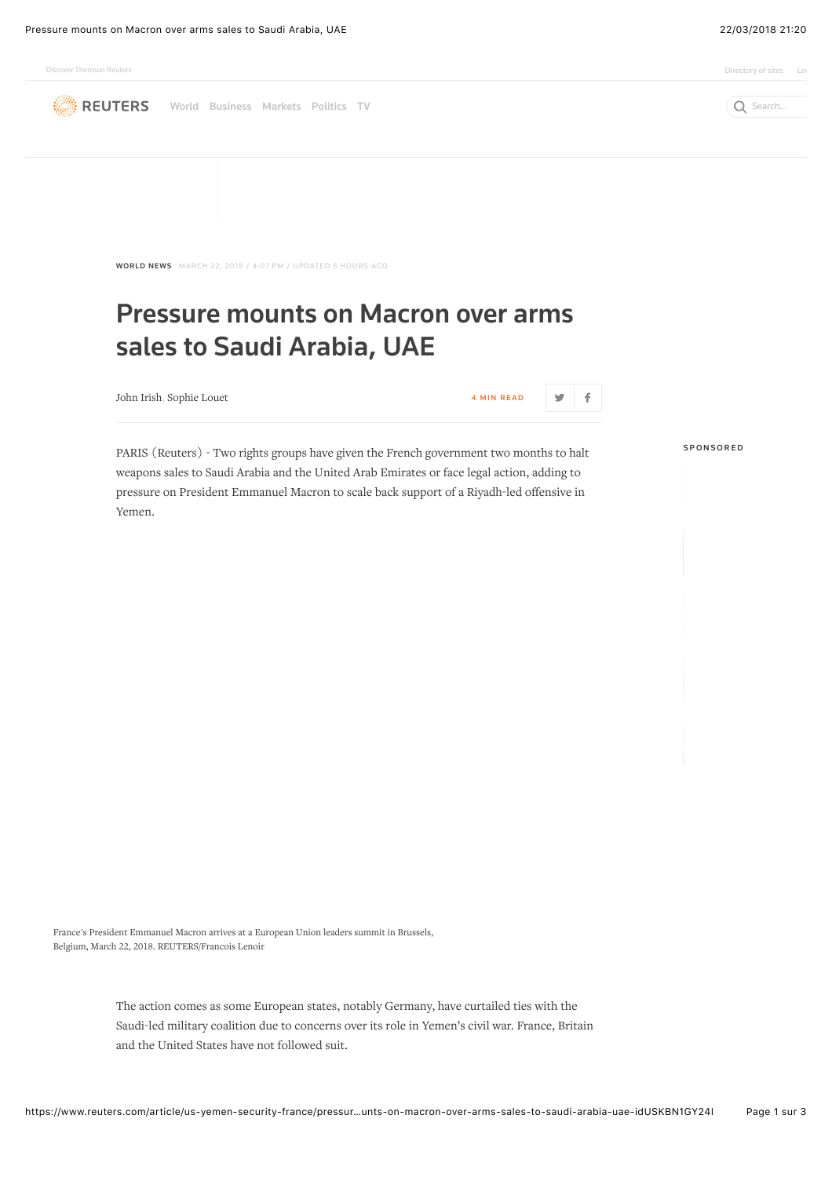WORLD NEWS MARCH 22, 2018 / 4:07 PM / UPDATED 5 HOURS AGO

# Pressure mounts on Macron over arms sales to Saudi Arabia, UAE

John Irish, Sophie Louet

4 MIN READ

PARIS (Reuters) - Two rights groups have given the French government two months to halt weapons sales to Saudi Arabia and the United Arab Emirates or face legal action, adding to pressure on President Emmanuel Macron to scale back support of a Riyadh-led offensive in Yemen.

France's President Emmanuel Macron arrives at a European Union leaders summit in Brussels, Belgium, March 22, 2018. REUTERS/Francois Lenoir

The action comes as some European states, notably Germany, have curtailed ties with the Saudi-led military coalition due to concerns over its role in Yemen's civil war. France, Britain and the United States have not followed suit.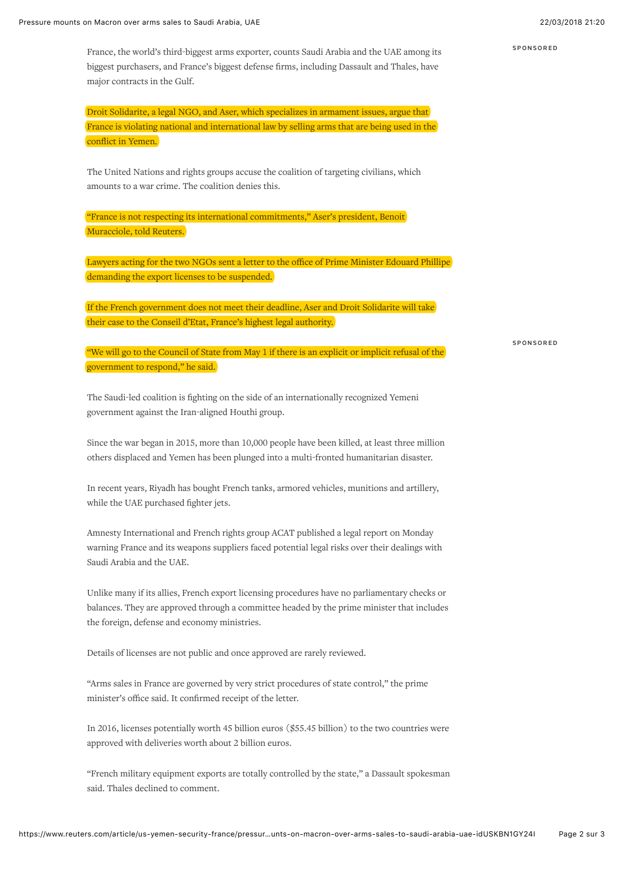France, the world's third-biggest arms exporter, counts Saudi Arabia and the UAE among its biggest purchasers, and France's biggest defense firms, including Dassault and Thales, have major contracts in the Gulf.

Droit Solidarite, a legal NGO, and Aser, which specializes in armament issues, argue that France is violating national and international law by selling arms that are being used in the conflict in Yemen.

The United Nations and rights groups accuse the coalition of targeting civilians, which amounts to a war crime. The coalition denies this.

"France is not respecting its international commitments," Aser's president, Benoit Muracciole, told Reuters.

Lawyers acting for the two NGOs sent a letter to the office of Prime Minister Edouard Phillipe demanding the export licenses to be suspended.

If the French government does not meet their deadline, Aser and Droit Solidarite will take their case to the Conseil d'Etat, France's highest legal authority.

"We will go to the Council of State from May 1 if there is an explicit or implicit refusal of the government to respond," he said.

The Saudi-led coalition is fighting on the side of an internationally recognized Yemeni government against the Iran-aligned Houthi group.

Since the war began in 2015, more than 10,000 people have been killed, at least three million others displaced and Yemen has been plunged into a multi-fronted humanitarian disaster.

In recent years, Riyadh has bought French tanks, armored vehicles, munitions and artillery, while the UAE purchased fighter jets.

Amnesty International and French rights group ACAT published a legal report on Monday warning France and its weapons suppliers faced potential legal risks over their dealings with Saudi Arabia and the UAE.

Unlike many if its allies, French export licensing procedures have no parliamentary checks or balances. They are approved through a committee headed by the prime minister that includes the foreign, defense and economy ministries.

Details of licenses are not public and once approved are rarely reviewed.

"Arms sales in France are governed by very strict procedures of state control," the prime minister's office said. It confirmed receipt of the letter.

In 2016, licenses potentially worth 45 billion euros ($55.45 billion) to the two countries were approved with deliveries worth about 2 billion euros.

"French military equipment exports are totally controlled by the state," a Dassault spokesman said. Thales declined to comment.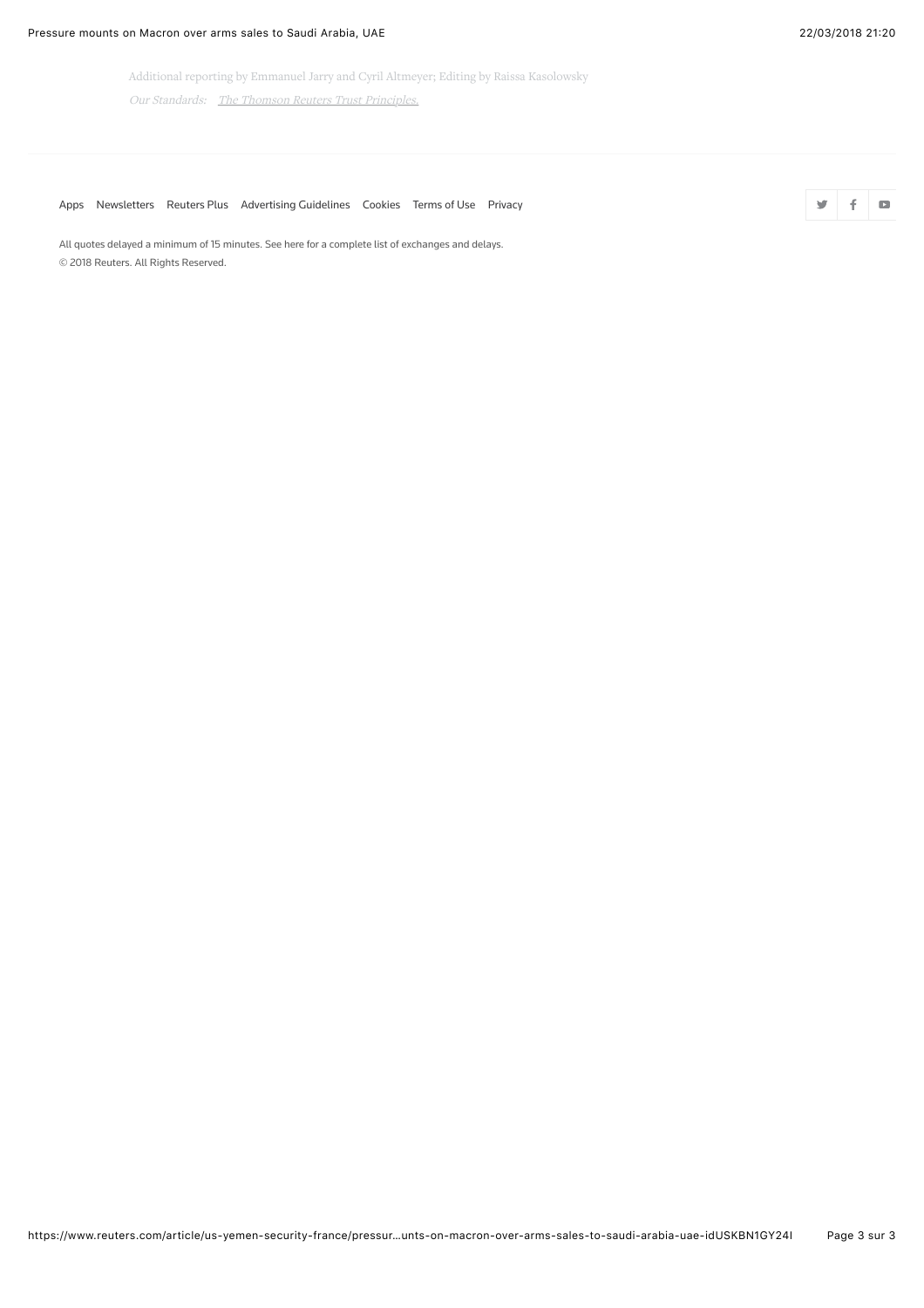Additional reporting by Emmanuel Jarry and Cyril Altmeyer; Editing by Raissa Kasolowsky

*Our Standards: The Thomson Reuters Trust Principles.*

Apps Newsletters Reuters Plus Advertising Guidelines Cookies Terms of Use Privacy

All quotes delayed a minimum of 15 minutes. See here for a complete list of exchanges and delays.

© 2018 Reuters. All Rights Reserved.